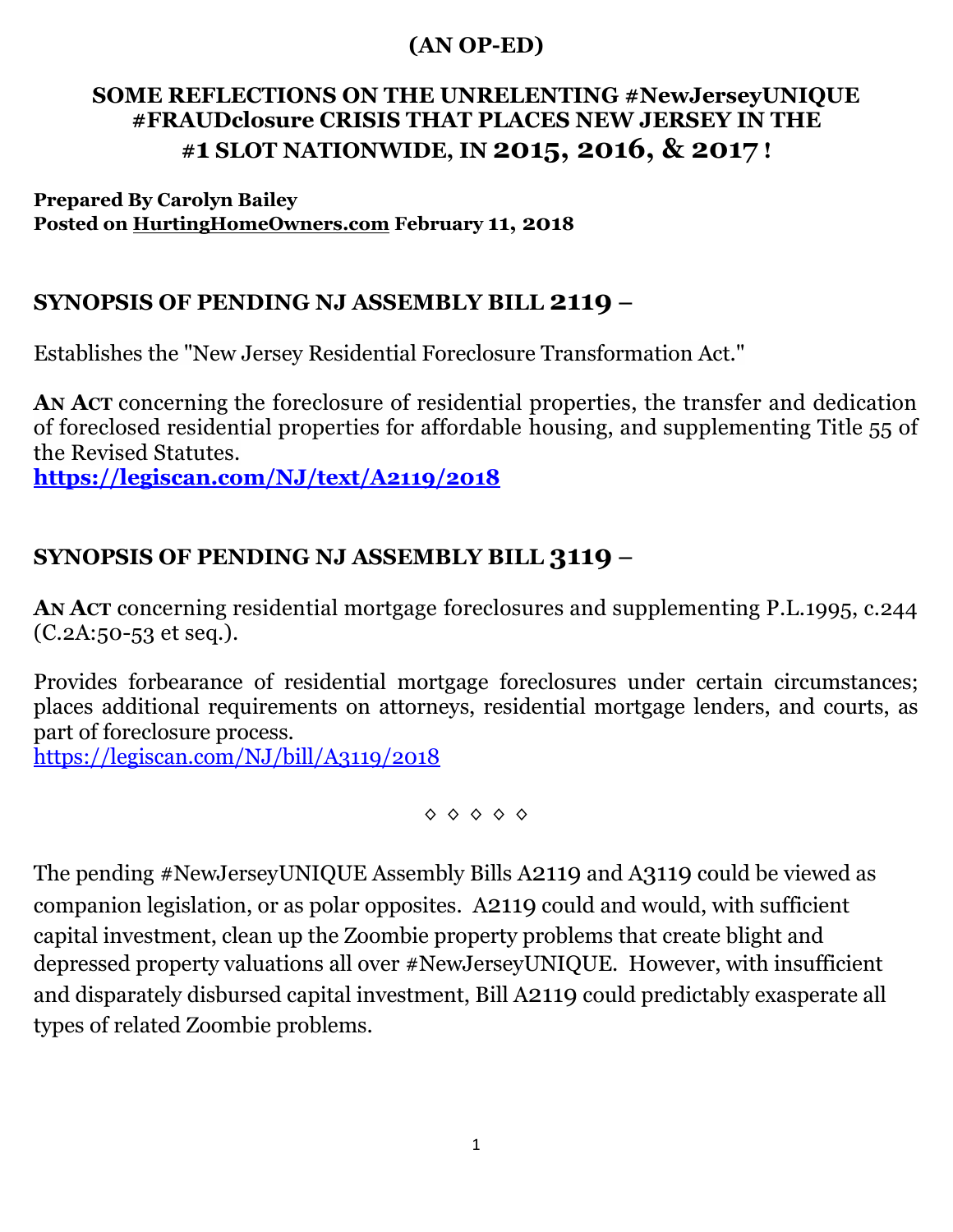**(AN OP-ED)**

# SOME REFLECTIONS ON THE UNRELENTING #NewJerseyUNIQUE #FRAUDclosure CRISIS THAT PLACES NEW JERSEY IN THE #1 SLOT NATIONWIDE, IN 2015, 2016, & 2017 !

**Prepared By Carolyn Bailey**
**Posted on HurtingHomeOwners.com February 11, 2018**

## SYNOPSIS OF PENDING NJ ASSEMBLY BILL 2119 –

Establishes the "New Jersey Residential Foreclosure Transformation Act."

**AN ACT** concerning the foreclosure of residential properties, the transfer and dedication of foreclosed residential properties for affordable housing, and supplementing Title 55 of the Revised Statutes.
**https://legiscan.com/NJ/text/A2119/2018**

## SYNOPSIS OF PENDING NJ ASSEMBLY BILL 3119 –

**AN ACT** concerning residential mortgage foreclosures and supplementing P.L.1995, c.244 (C.2A:50-53 et seq.).

Provides forbearance of residential mortgage foreclosures under certain circumstances; places additional requirements on attorneys, residential mortgage lenders, and courts, as part of foreclosure process.
https://legiscan.com/NJ/bill/A3119/2018

◇ ◇ ◇ ◇ ◇

The pending #NewJerseyUNIQUE Assembly Bills A2119 and A3119 could be viewed as companion legislation, or as polar opposites. A2119 could and would, with sufficient capital investment, clean up the Zoombie property problems that create blight and depressed property valuations all over #NewJerseyUNIQUE. However, with insufficient and disparately disbursed capital investment, Bill A2119 could predictably exasperate all types of related Zoombie problems.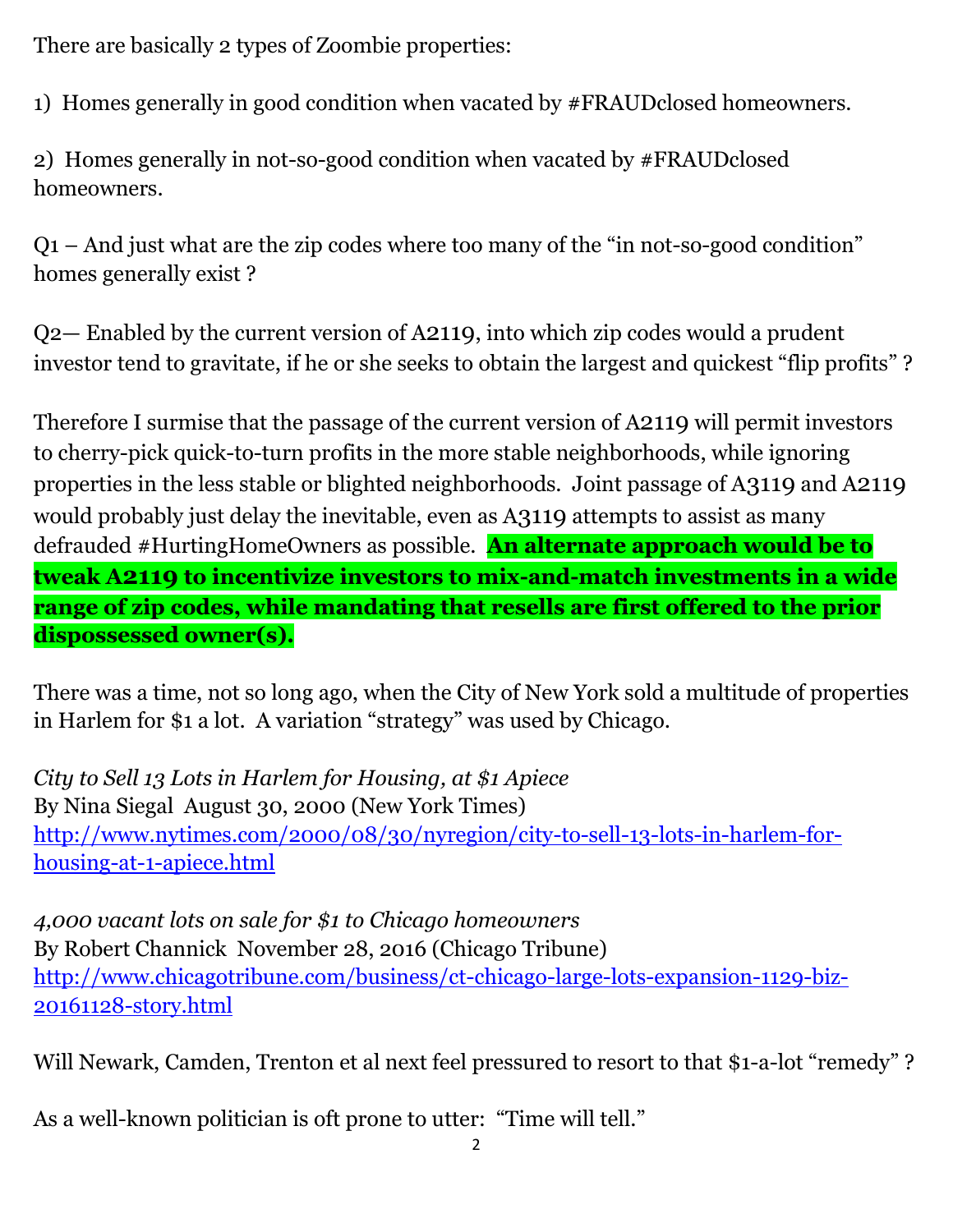There are basically 2 types of Zoombie properties:

1) Homes generally in good condition when vacated by #FRAUDclosed homeowners.

2) Homes generally in not-so-good condition when vacated by #FRAUDclosed homeowners.

Q1 – And just what are the zip codes where too many of the "in not-so-good condition" homes generally exist ?

Q2— Enabled by the current version of A2119, into which zip codes would a prudent investor tend to gravitate, if he or she seeks to obtain the largest and quickest "flip profits" ?

Therefore I surmise that the passage of the current version of A2119 will permit investors to cherry-pick quick-to-turn profits in the more stable neighborhoods, while ignoring properties in the less stable or blighted neighborhoods. Joint passage of A3119 and A2119 would probably just delay the inevitable, even as A3119 attempts to assist as many defrauded #HurtingHomeOwners as possible. **An alternate approach would be to tweak A2119 to incentivize investors to mix-and-match investments in a wide range of zip codes, while mandating that resells are first offered to the prior dispossessed owner(s).**

There was a time, not so long ago, when the City of New York sold a multitude of properties in Harlem for $1 a lot. A variation "strategy" was used by Chicago.

*City to Sell 13 Lots in Harlem for Housing, at $1 Apiece*
By Nina Siegal August 30, 2000 (New York Times)
[http://www.nytimes.com/2000/08/30/nyregion/city-to-sell-13-lots-in-harlem-for-housing-at-1-apiece.html](http://www.nytimes.com/2000/08/30/nyregion/city-to-sell-13-lots-in-harlem-for-housing-at-1-apiece.html)

*4,000 vacant lots on sale for $1 to Chicago homeowners*
By Robert Channick November 28, 2016 (Chicago Tribune)
[http://www.chicagotribune.com/business/ct-chicago-large-lots-expansion-1129-biz-20161128-story.html](http://www.chicagotribune.com/business/ct-chicago-large-lots-expansion-1129-biz-20161128-story.html)

Will Newark, Camden, Trenton et al next feel pressured to resort to that $1-a-lot "remedy" ?

As a well-known politician is oft prone to utter: "Time will tell."